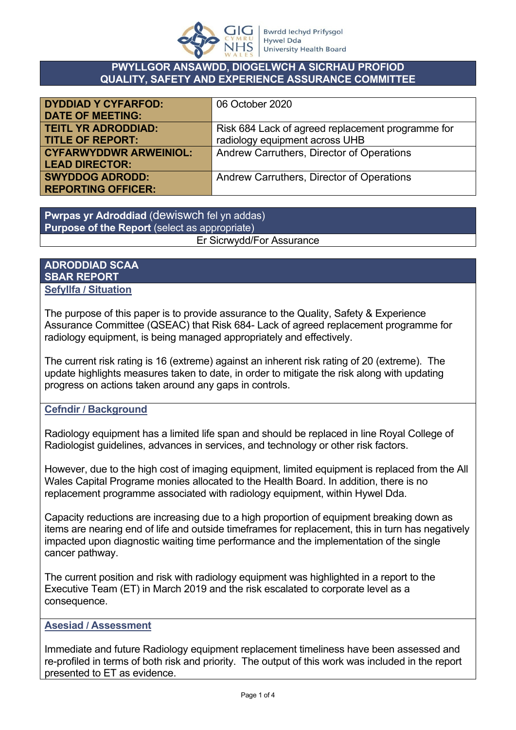## PWYLLGOR ANSAWDD, DIOGELWCH A SICRHAU PROFIOD
## QUALITY, SAFETY AND EXPERIENCE ASSURANCE COMMITTEE

| | |
|---|---|
| **DYDDIAD Y CYFARFOD: DATE OF MEETING:** | 06 October 2020 |
| **TEITL YR ADRODDIAD: TITLE OF REPORT:** | Risk 684 Lack of agreed replacement programme for radiology equipment across UHB |
| **CYFARWYDDWR ARWEINIOL: LEAD DIRECTOR:** | Andrew Carruthers, Director of Operations |
| **SWYDDOG ADRODD: REPORTING OFFICER:** | Andrew Carruthers, Director of Operations |

**Pwrpas yr Adroddiad** (dewiswch fel yn addas)
**Purpose of the Report** (select as appropriate)

Er Sicrwydd/For Assurance

**ADRODDIAD SCAA**
**SBAR REPORT**

**Sefyllfa / Situation**

The purpose of this paper is to provide assurance to the Quality, Safety & Experience Assurance Committee (QSEAC) that Risk 684- Lack of agreed replacement programme for radiology equipment, is being managed appropriately and effectively.

The current risk rating is 16 (extreme) against an inherent risk rating of 20 (extreme). The update highlights measures taken to date, in order to mitigate the risk along with updating progress on actions taken around any gaps in controls.

**Cefndir / Background**

Radiology equipment has a limited life span and should be replaced in line Royal College of Radiologist guidelines, advances in services, and technology or other risk factors.

However, due to the high cost of imaging equipment, limited equipment is replaced from the All Wales Capital Programe monies allocated to the Health Board. In addition, there is no replacement programme associated with radiology equipment, within Hywel Dda.

Capacity reductions are increasing due to a high proportion of equipment breaking down as items are nearing end of life and outside timeframes for replacement, this in turn has negatively impacted upon diagnostic waiting time performance and the implementation of the single cancer pathway.

The current position and risk with radiology equipment was highlighted in a report to the Executive Team (ET) in March 2019 and the risk escalated to corporate level as a consequence.

**Asesiad / Assessment**

Immediate and future Radiology equipment replacement timeliness have been assessed and re-profiled in terms of both risk and priority. The output of this work was included in the report presented to ET as evidence.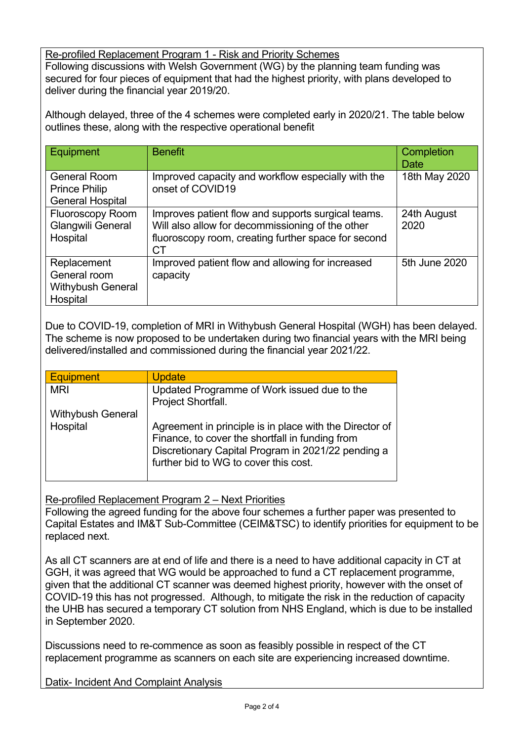Re-profiled Replacement Program 1 - Risk and Priority Schemes

Following discussions with Welsh Government (WG) by the planning team funding was secured for four pieces of equipment that had the highest priority, with plans developed to deliver during the financial year 2019/20.

Although delayed, three of the 4 schemes were completed early in 2020/21. The table below outlines these, along with the respective operational benefit

| Equipment | Benefit | Completion Date |
|---|---|---|
| General Room Prince Philip General Hospital | Improved capacity and workflow especially with the onset of COVID19 | 18th May 2020 |
| Fluoroscopy Room Glangwili General Hospital | Improves patient flow and supports surgical teams. Will also allow for decommissioning of the other fluoroscopy room, creating further space for second CT | 24th August 2020 |
| Replacement General room Withybush General Hospital | Improved patient flow and allowing for increased capacity | 5th June 2020 |

Due to COVID-19, completion of MRI in Withybush General Hospital (WGH) has been delayed. The scheme is now proposed to be undertaken during two financial years with the MRI being delivered/installed and commissioned during the financial year 2021/22.

| Equipment | Update |
|---|---|
| MRI<br><br>Withybush General Hospital | Updated Programme of Work issued due to the Project Shortfall.<br><br>Agreement in principle is in place with the Director of Finance, to cover the shortfall in funding from Discretionary Capital Program in 2021/22 pending a further bid to WG to cover this cost. |

Re-profiled Replacement Program 2 – Next Priorities

Following the agreed funding for the above four schemes a further paper was presented to Capital Estates and IM&T Sub-Committee (CEIM&TSC) to identify priorities for equipment to be replaced next.

As all CT scanners are at end of life and there is a need to have additional capacity in CT at GGH, it was agreed that WG would be approached to fund a CT replacement programme, given that the additional CT scanner was deemed highest priority, however with the onset of COVID-19 this has not progressed. Although, to mitigate the risk in the reduction of capacity the UHB has secured a temporary CT solution from NHS England, which is due to be installed in September 2020.

Discussions need to re-commence as soon as feasibly possible in respect of the CT replacement programme as scanners on each site are experiencing increased downtime.

Datix- Incident And Complaint Analysis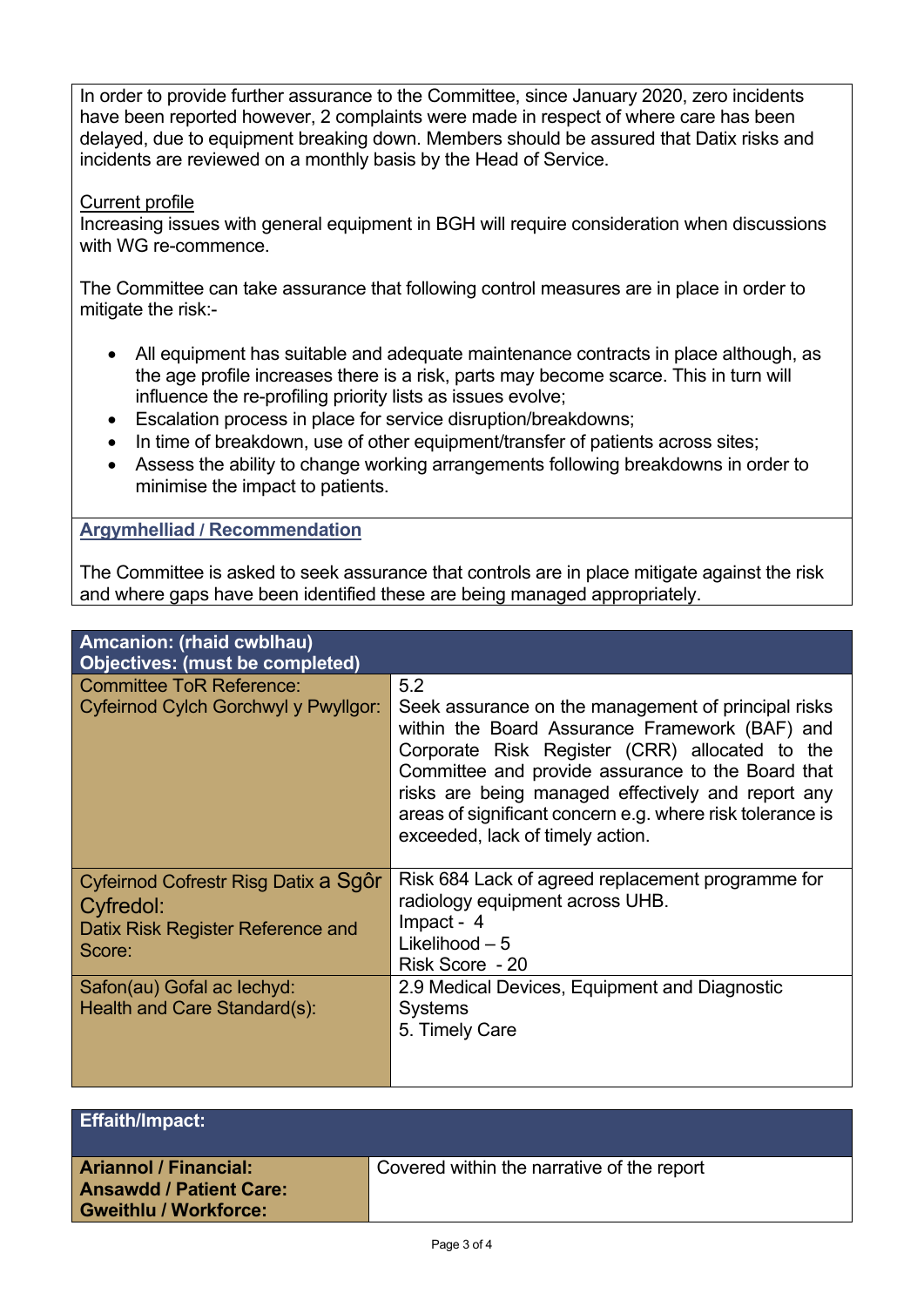In order to provide further assurance to the Committee, since January 2020, zero incidents have been reported however, 2 complaints were made in respect of where care has been delayed, due to equipment breaking down. Members should be assured that Datix risks and incidents are reviewed on a monthly basis by the Head of Service.

Current profile

Increasing issues with general equipment in BGH will require consideration when discussions with WG re-commence.

The Committee can take assurance that following control measures are in place in order to mitigate the risk:-

- All equipment has suitable and adequate maintenance contracts in place although, as the age profile increases there is a risk, parts may become scarce. This in turn will influence the re-profiling priority lists as issues evolve;
- Escalation process in place for service disruption/breakdowns;
- In time of breakdown, use of other equipment/transfer of patients across sites;
- Assess the ability to change working arrangements following breakdowns in order to minimise the impact to patients.

## Argymhelliad / Recommendation

The Committee is asked to seek assurance that controls are in place mitigate against the risk and where gaps have been identified these are being managed appropriately.

| **Amcanion: (rhaid cwblhau)<br>Objectives: (must be completed)** | |
|---|---|
| Committee ToR Reference:<br>Cyfeirnod Cylch Gorchwyl y Pwyllgor: | 5.2<br>Seek assurance on the management of principal risks within the Board Assurance Framework (BAF) and Corporate Risk Register (CRR) allocated to the Committee and provide assurance to the Board that risks are being managed effectively and report any areas of significant concern e.g. where risk tolerance is exceeded, lack of timely action. |
| Cyfeirnod Cofrestr Risg Datix a Sgôr Cyfredol:<br>Datix Risk Register Reference and Score: | Risk 684 Lack of agreed replacement programme for radiology equipment across UHB.<br>Impact - 4<br>Likelihood – 5<br>Risk Score - 20 |
| Safon(au) Gofal ac Iechyd:<br>Health and Care Standard(s): | 2.9 Medical Devices, Equipment and Diagnostic Systems<br>5. Timely Care |

| **Effaith/Impact:** | |
|---|---|
| **Ariannol / Financial:<br>Ansawdd / Patient Care:<br>Gweithlu / Workforce:** | Covered within the narrative of the report |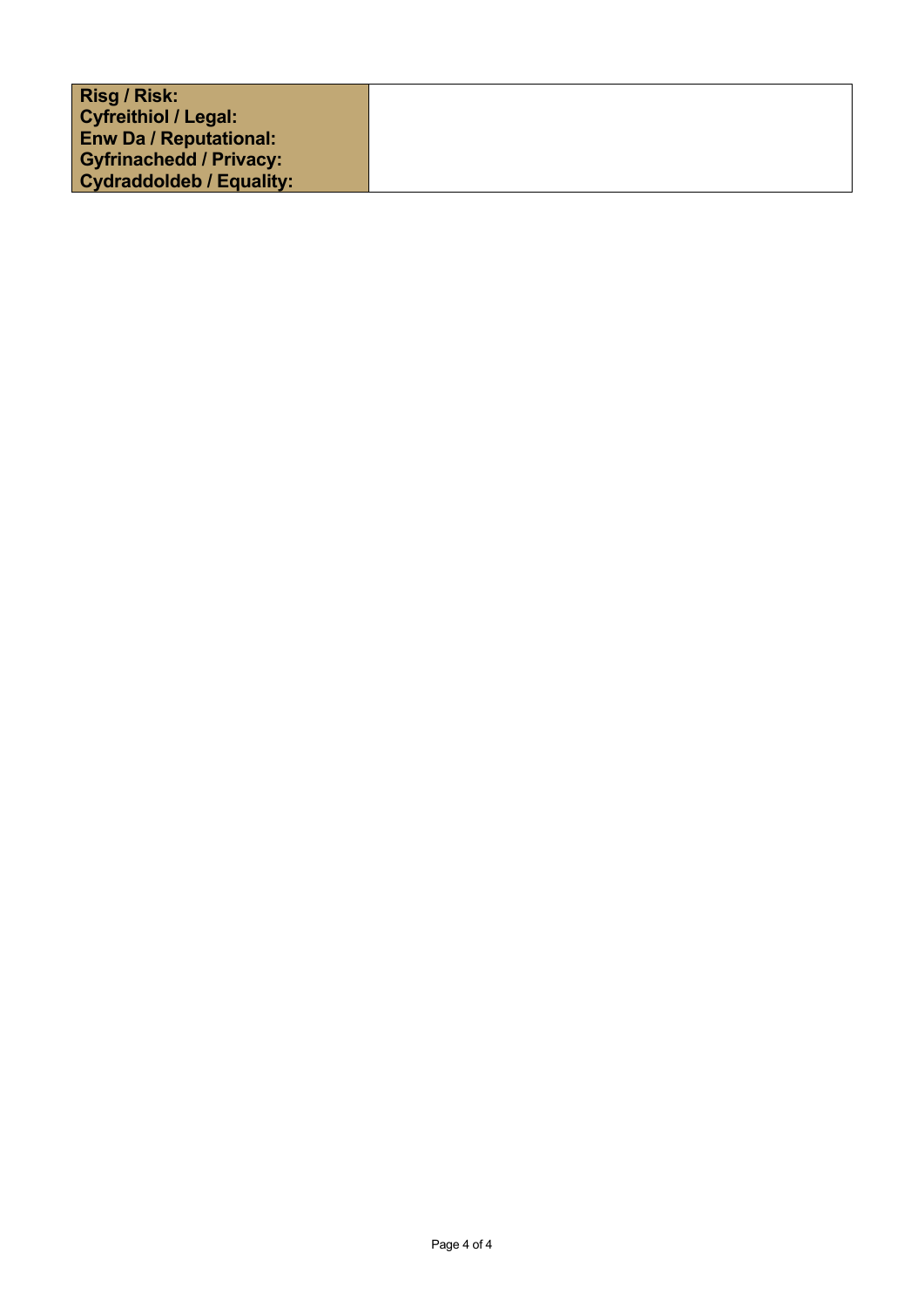| | |
|---|---|
| **Risg / Risk:**<br>**Cyfreithiol / Legal:**<br>**Enw Da / Reputational:**<br>**Gyfrinachedd / Privacy:**<br>**Cydraddoldeb / Equality:** | |